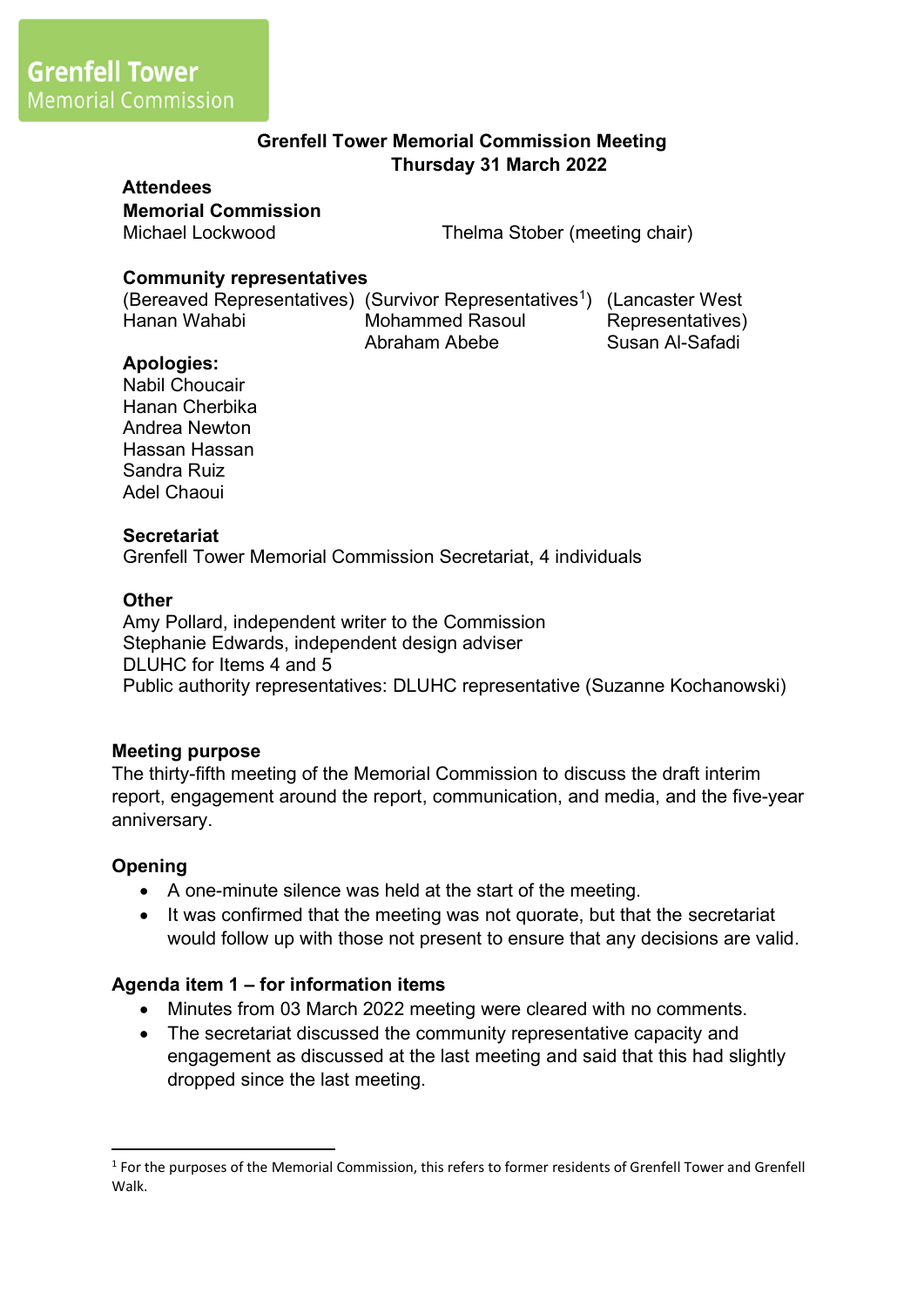Grenfell Tower Memorial Commission

# Grenfell Tower Memorial Commission Meeting
## Thursday 31 March 2022

**Attendees**

**Memorial Commission**

Michael Lockwood

Thelma Stober (meeting chair)

**Community representatives**

| (Bereaved Representatives) | (Survivor Representatives[1]) | (Lancaster West Representatives) |
|---|---|---|
| Hanan Wahabi | Mohammed Rasoul | Susan Al-Safadi |
| | Abraham Abebe | |

**Apologies:**

Nabil Choucair
Hanan Cherbika
Andrea Newton
Hassan Hassan
Sandra Ruiz
Adel Chaoui

**Secretariat**

Grenfell Tower Memorial Commission Secretariat, 4 individuals

**Other**

Amy Pollard, independent writer to the Commission
Stephanie Edwards, independent design adviser
DLUHC for Items 4 and 5
Public authority representatives: DLUHC representative (Suzanne Kochanowski)

### Meeting purpose

The thirty-fifth meeting of the Memorial Commission to discuss the draft interim report, engagement around the report, communication, and media, and the five-year anniversary.

### Opening

- A one-minute silence was held at the start of the meeting.
- It was confirmed that the meeting was not quorate, but that the secretariat would follow up with those not present to ensure that any decisions are valid.

### Agenda item 1 – for information items

- Minutes from 03 March 2022 meeting were cleared with no comments.
- The secretariat discussed the community representative capacity and engagement as discussed at the last meeting and said that this had slightly dropped since the last meeting.

[1] For the purposes of the Memorial Commission, this refers to former residents of Grenfell Tower and Grenfell Walk.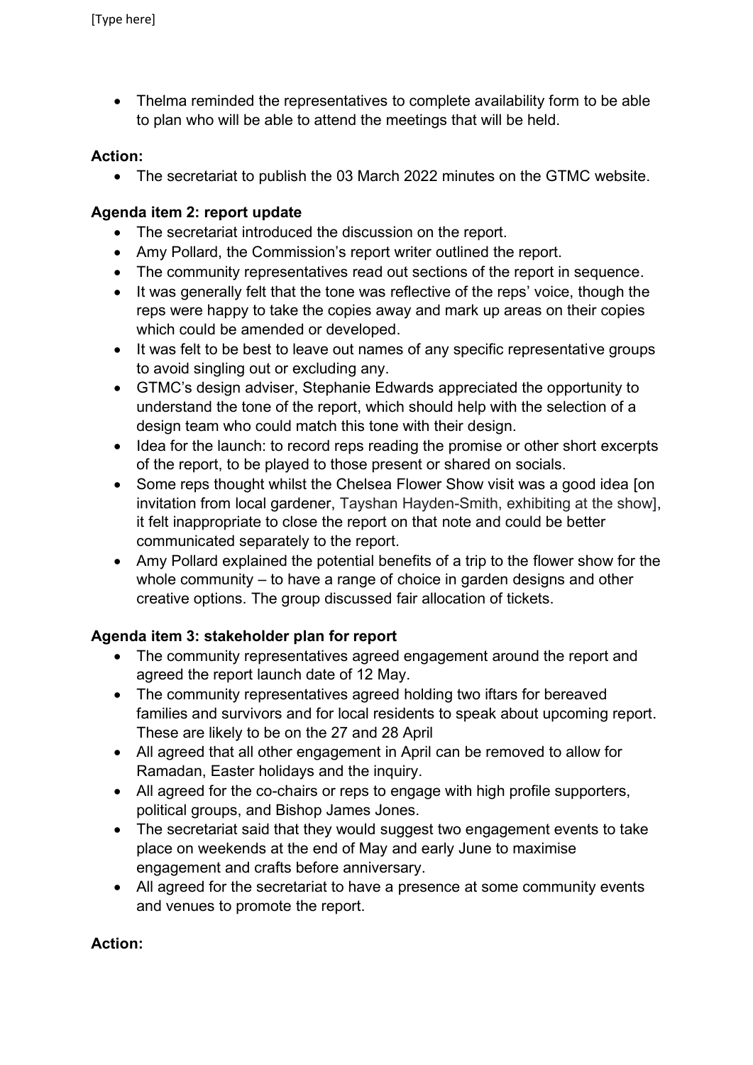- Thelma reminded the representatives to complete availability form to be able to plan who will be able to attend the meetings that will be held.

**Action:**

- The secretariat to publish the 03 March 2022 minutes on the GTMC website.

**Agenda item 2: report update**

- The secretariat introduced the discussion on the report.
- Amy Pollard, the Commission's report writer outlined the report.
- The community representatives read out sections of the report in sequence.
- It was generally felt that the tone was reflective of the reps' voice, though the reps were happy to take the copies away and mark up areas on their copies which could be amended or developed.
- It was felt to be best to leave out names of any specific representative groups to avoid singling out or excluding any.
- GTMC's design adviser, Stephanie Edwards appreciated the opportunity to understand the tone of the report, which should help with the selection of a design team who could match this tone with their design.
- Idea for the launch: to record reps reading the promise or other short excerpts of the report, to be played to those present or shared on socials.
- Some reps thought whilst the Chelsea Flower Show visit was a good idea [on invitation from local gardener, Tayshan Hayden-Smith, exhibiting at the show], it felt inappropriate to close the report on that note and could be better communicated separately to the report.
- Amy Pollard explained the potential benefits of a trip to the flower show for the whole community – to have a range of choice in garden designs and other creative options. The group discussed fair allocation of tickets.

**Agenda item 3: stakeholder plan for report**

- The community representatives agreed engagement around the report and agreed the report launch date of 12 May.
- The community representatives agreed holding two iftars for bereaved families and survivors and for local residents to speak about upcoming report. These are likely to be on the 27 and 28 April
- All agreed that all other engagement in April can be removed to allow for Ramadan, Easter holidays and the inquiry.
- All agreed for the co-chairs or reps to engage with high profile supporters, political groups, and Bishop James Jones.
- The secretariat said that they would suggest two engagement events to take place on weekends at the end of May and early June to maximise engagement and crafts before anniversary.
- All agreed for the secretariat to have a presence at some community events and venues to promote the report.

**Action:**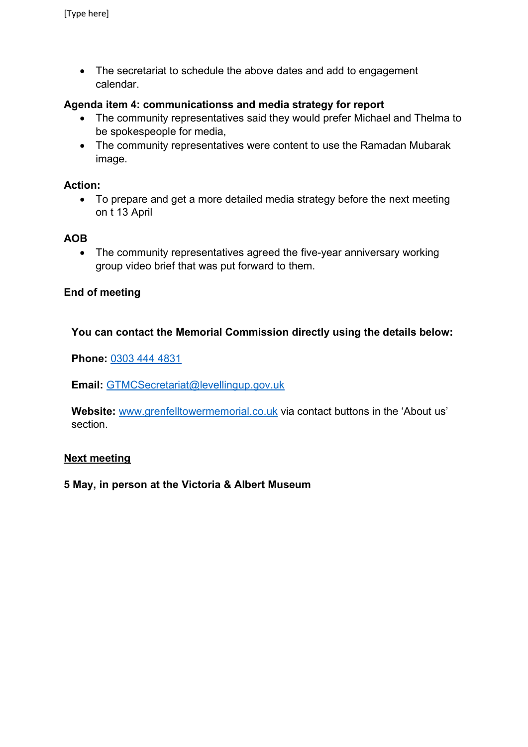- The secretariat to schedule the above dates and add to engagement calendar.

**Agenda item 4: communicationss and media strategy for report**

- The community representatives said they would prefer Michael and Thelma to be spokespeople for media,
- The community representatives were content to use the Ramadan Mubarak image.

**Action:**

- To prepare and get a more detailed media strategy before the next meeting on t 13 April

**AOB**

- The community representatives agreed the five-year anniversary working group video brief that was put forward to them.

**End of meeting**

**You can contact the Memorial Commission directly using the details below:**

**Phone:** 0303 444 4831

**Email:** GTMCSecretariat@levellingup.gov.uk

**Website:** www.grenfelltowermemorial.co.uk via contact buttons in the 'About us' section.

**Next meeting**

**5 May, in person at the Victoria & Albert Museum**